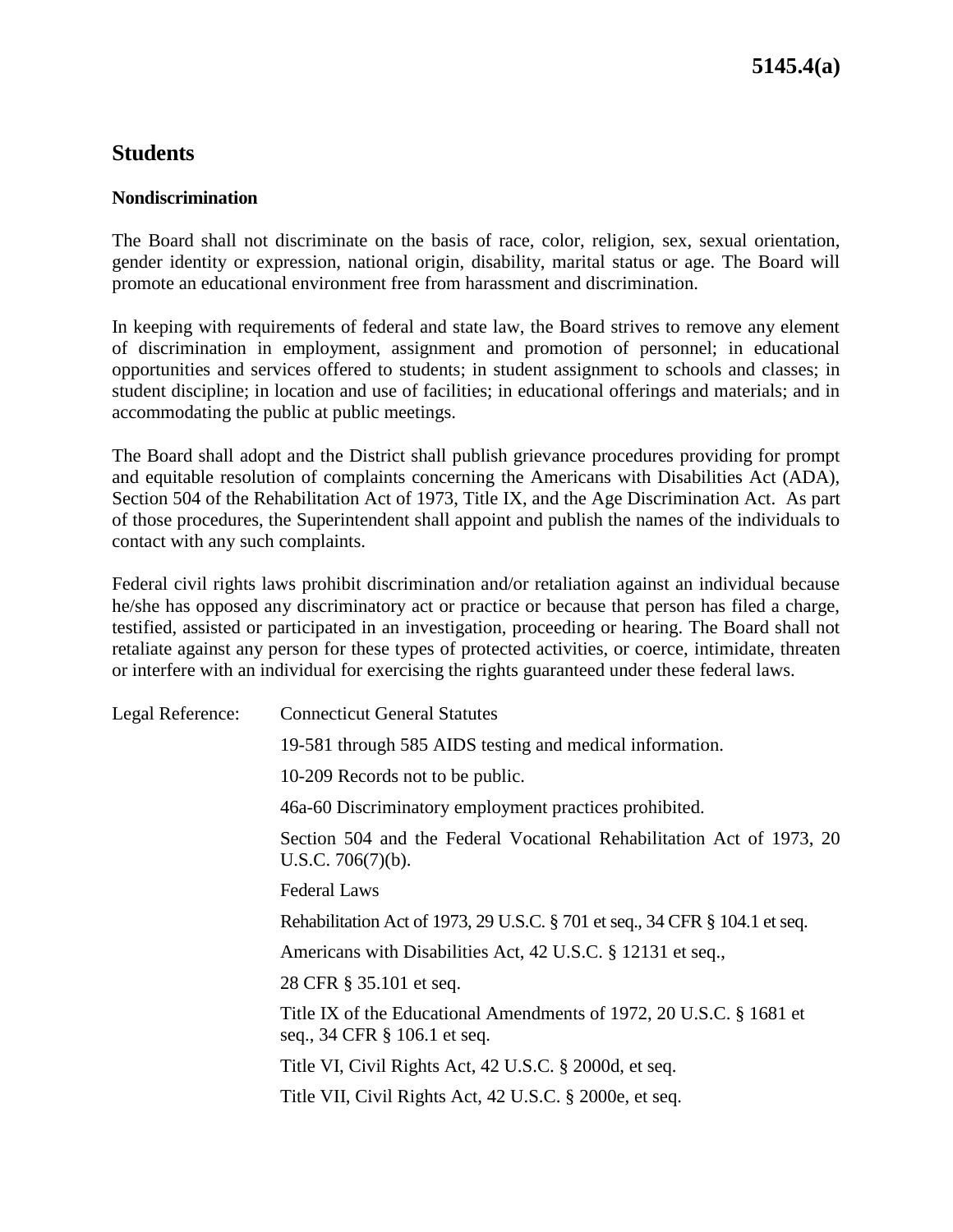# Students

## Nondiscrimination

The Board shall not discriminate on the basis of race, color, religion, sex, sexual orientation, gender identity or expression, national origin, disability, marital status or age. The Board will promote an educational environment free from harassment and discrimination.

In keeping with requirements of federal and state law, the Board strives to remove any element of discrimination in employment, assignment and promotion of personnel; in educational opportunities and services offered to students; in student assignment to schools and classes; in student discipline; in location and use of facilities; in educational offerings and materials; and in accommodating the public at public meetings.

The Board shall adopt and the District shall publish grievance procedures providing for prompt and equitable resolution of complaints concerning the Americans with Disabilities Act (ADA), Section 504 of the Rehabilitation Act of 1973, Title IX, and the Age Discrimination Act. As part of those procedures, the Superintendent shall appoint and publish the names of the individuals to contact with any such complaints.

Federal civil rights laws prohibit discrimination and/or retaliation against an individual because he/she has opposed any discriminatory act or practice or because that person has filed a charge, testified, assisted or participated in an investigation, proceeding or hearing. The Board shall not retaliate against any person for these types of protected activities, or coerce, intimidate, threaten or interfere with an individual for exercising the rights guaranteed under these federal laws.

Legal Reference: Connecticut General Statutes

19-581 through 585 AIDS testing and medical information.

10-209 Records not to be public.

46a-60 Discriminatory employment practices prohibited.

Section 504 and the Federal Vocational Rehabilitation Act of 1973, 20 U.S.C. 706(7)(b).

Federal Laws

Rehabilitation Act of 1973, 29 U.S.C. § 701 et seq., 34 CFR § 104.1 et seq.

Americans with Disabilities Act, 42 U.S.C. § 12131 et seq.,

28 CFR § 35.101 et seq.

Title IX of the Educational Amendments of 1972, 20 U.S.C. § 1681 et seq., 34 CFR § 106.1 et seq.

Title VI, Civil Rights Act, 42 U.S.C. § 2000d, et seq.

Title VII, Civil Rights Act, 42 U.S.C. § 2000e, et seq.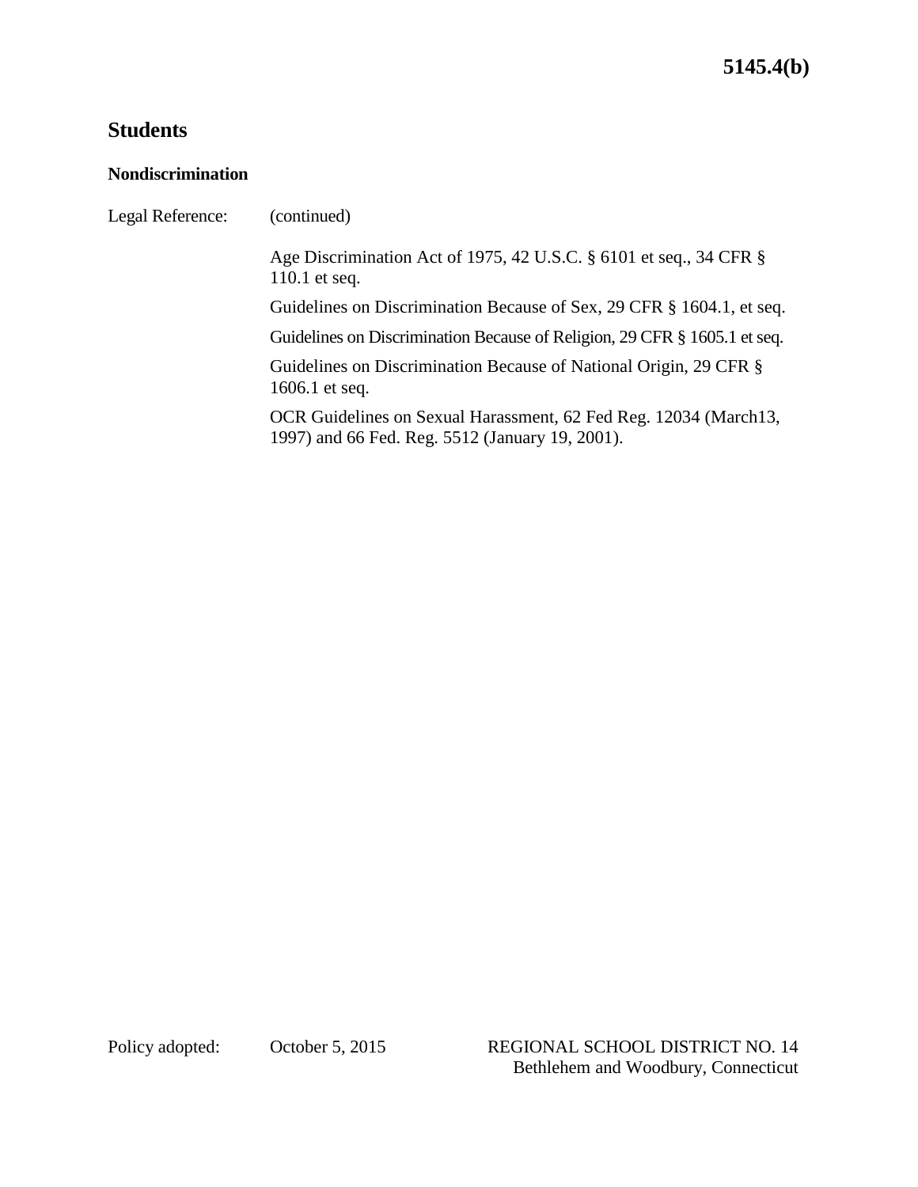## Students

### Nondiscrimination

Legal Reference: (continued)

Age Discrimination Act of 1975, 42 U.S.C. § 6101 et seq., 34 CFR § 110.1 et seq.

Guidelines on Discrimination Because of Sex, 29 CFR § 1604.1, et seq.

Guidelines on Discrimination Because of Religion, 29 CFR § 1605.1 et seq.

Guidelines on Discrimination Because of National Origin, 29 CFR § 1606.1 et seq.

OCR Guidelines on Sexual Harassment, 62 Fed Reg. 12034 (March13, 1997) and 66 Fed. Reg. 5512 (January 19, 2001).

Policy adopted: October 5, 2015

REGIONAL SCHOOL DISTRICT NO. 14
Bethlehem and Woodbury, Connecticut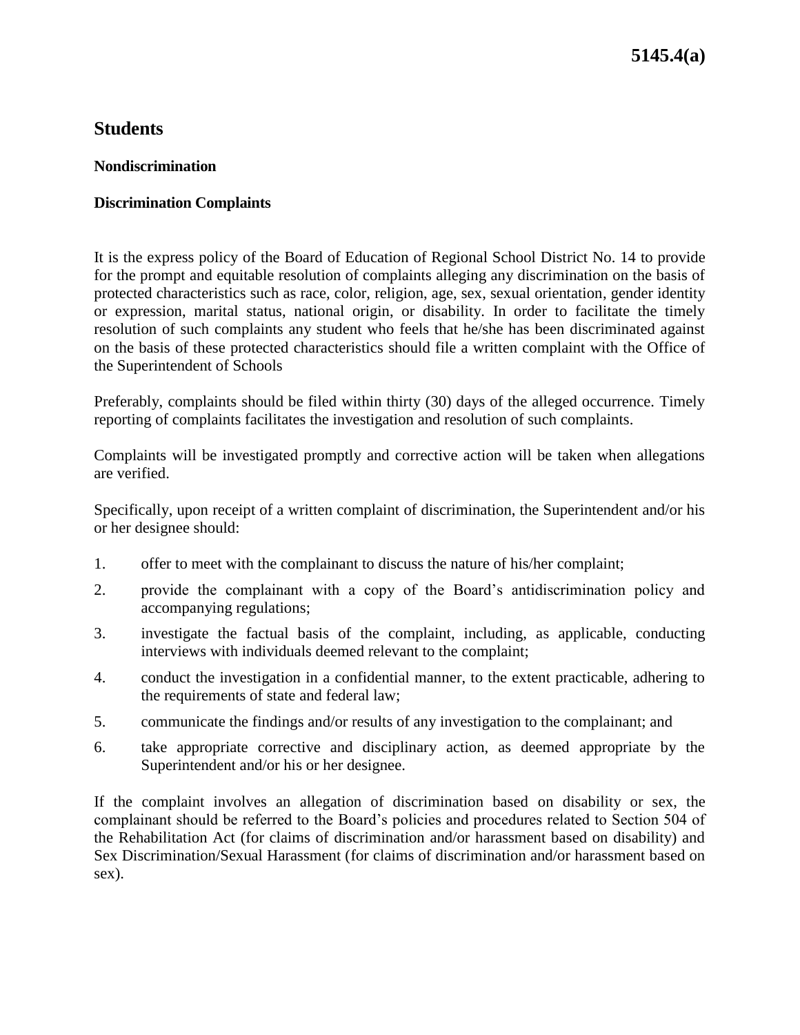# 5145.4(a)

## Students

### Nondiscrimination

### Discrimination Complaints

It is the express policy of the Board of Education of Regional School District No. 14 to provide for the prompt and equitable resolution of complaints alleging any discrimination on the basis of protected characteristics such as race, color, religion, age, sex, sexual orientation, gender identity or expression, marital status, national origin, or disability. In order to facilitate the timely resolution of such complaints any student who feels that he/she has been discriminated against on the basis of these protected characteristics should file a written complaint with the Office of the Superintendent of Schools

Preferably, complaints should be filed within thirty (30) days of the alleged occurrence. Timely reporting of complaints facilitates the investigation and resolution of such complaints.

Complaints will be investigated promptly and corrective action will be taken when allegations are verified.

Specifically, upon receipt of a written complaint of discrimination, the Superintendent and/or his or her designee should:

1. offer to meet with the complainant to discuss the nature of his/her complaint;
2. provide the complainant with a copy of the Board's antidiscrimination policy and accompanying regulations;
3. investigate the factual basis of the complaint, including, as applicable, conducting interviews with individuals deemed relevant to the complaint;
4. conduct the investigation in a confidential manner, to the extent practicable, adhering to the requirements of state and federal law;
5. communicate the findings and/or results of any investigation to the complainant; and
6. take appropriate corrective and disciplinary action, as deemed appropriate by the Superintendent and/or his or her designee.

If the complaint involves an allegation of discrimination based on disability or sex, the complainant should be referred to the Board's policies and procedures related to Section 504 of the Rehabilitation Act (for claims of discrimination and/or harassment based on disability) and Sex Discrimination/Sexual Harassment (for claims of discrimination and/or harassment based on sex).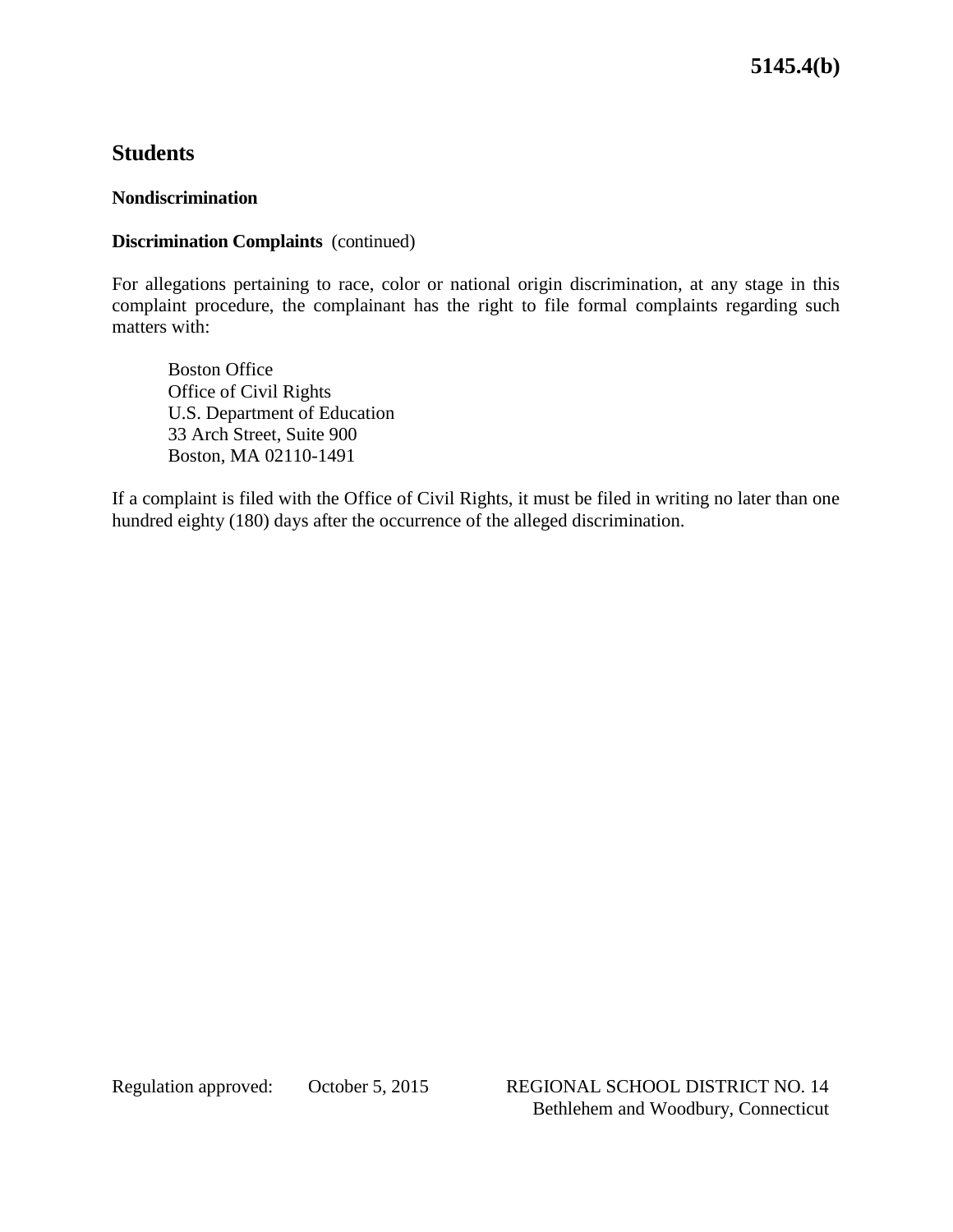## Students

### Nondiscrimination

**Discrimination Complaints** (continued)

For allegations pertaining to race, color or national origin discrimination, at any stage in this complaint procedure, the complainant has the right to file formal complaints regarding such matters with:

> Boston Office
> Office of Civil Rights
> U.S. Department of Education
> 33 Arch Street, Suite 900
> Boston, MA 02110-1491

If a complaint is filed with the Office of Civil Rights, it must be filed in writing no later than one hundred eighty (180) days after the occurrence of the alleged discrimination.

Regulation approved: October 5, 2015

REGIONAL SCHOOL DISTRICT NO. 14
Bethlehem and Woodbury, Connecticut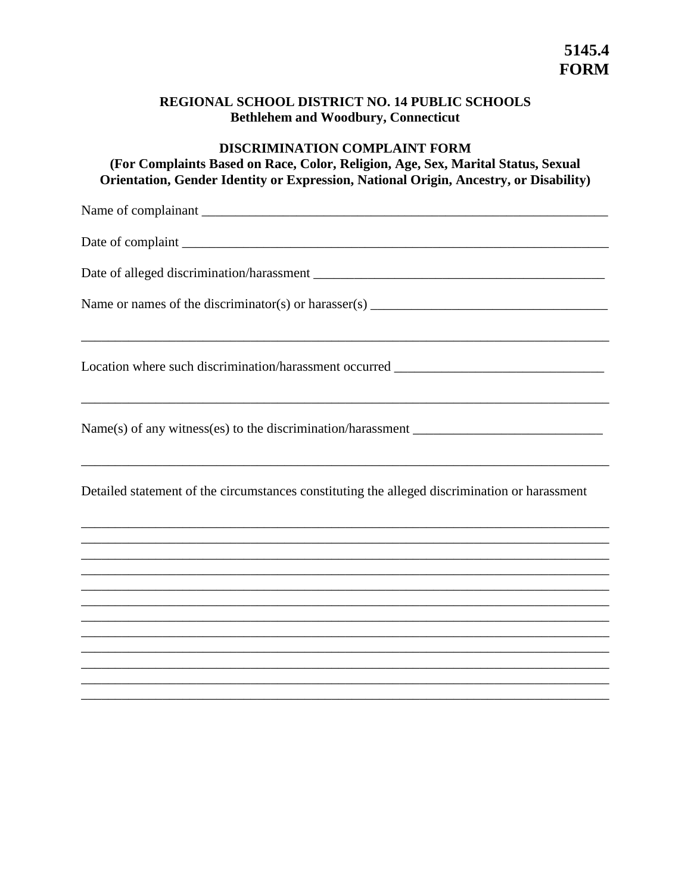**5145.4**
**FORM**

**REGIONAL SCHOOL DISTRICT NO. 14 PUBLIC SCHOOLS**
**Bethlehem and Woodbury, Connecticut**

**DISCRIMINATION COMPLAINT FORM**
**(For Complaints Based on Race, Color, Religion, Age, Sex, Marital Status, Sexual Orientation, Gender Identity or Expression, National Origin, Ancestry, or Disability)**

Name of complainant ____________________________________________________________

Date of complaint ______________________________________________________________

Date of alleged discrimination/harassment __________________________________________

Name or names of the discriminator(s) or harasser(s) __________________________________

______________________________________________________________________________

Location where such discrimination/harassment occurred _______________________________

______________________________________________________________________________

Name(s) of any witness(es) to the discrimination/harassment ___________________________

______________________________________________________________________________

Detailed statement of the circumstances constituting the alleged discrimination or harassment

______________________________________________________________________________
______________________________________________________________________________
______________________________________________________________________________
______________________________________________________________________________
______________________________________________________________________________
______________________________________________________________________________
______________________________________________________________________________
______________________________________________________________________________
______________________________________________________________________________
______________________________________________________________________________
______________________________________________________________________________
______________________________________________________________________________